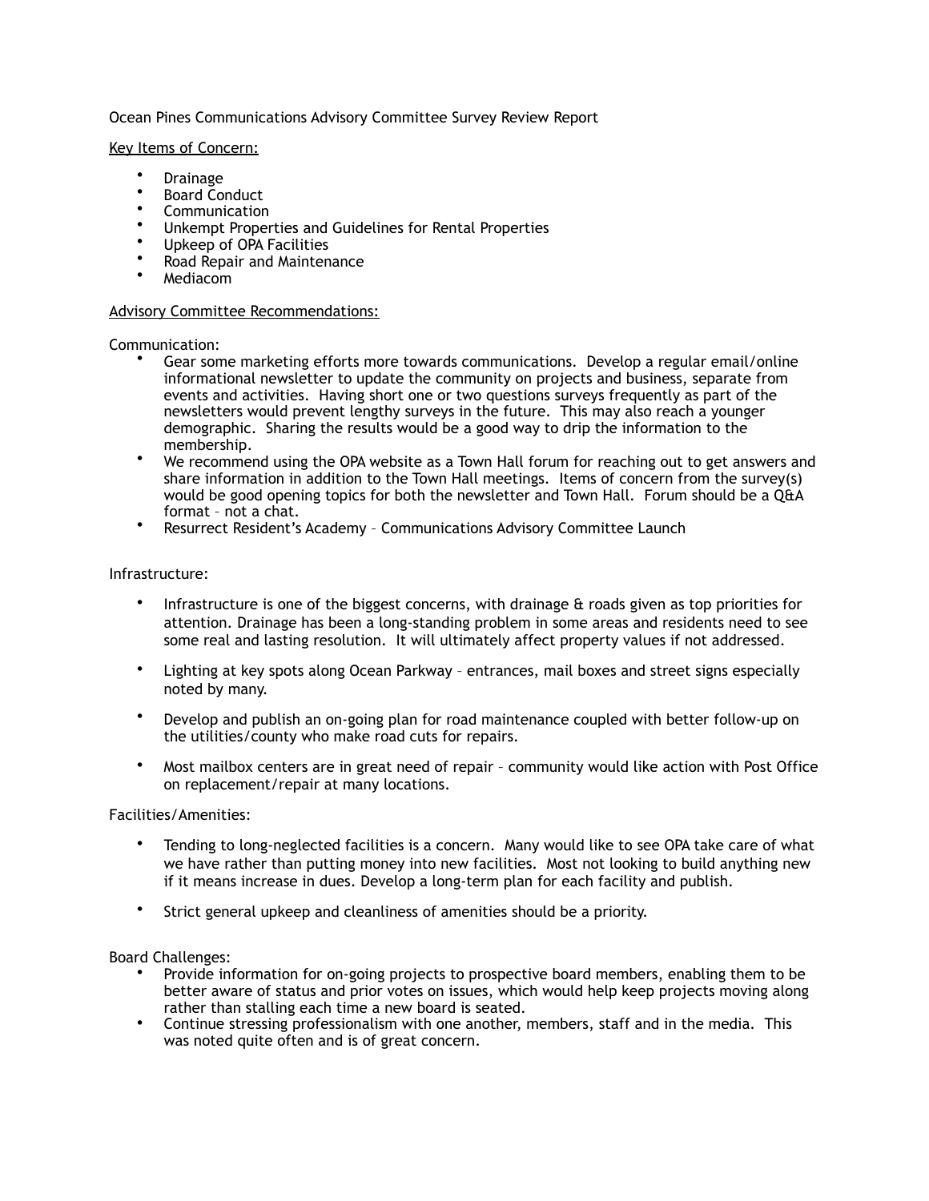# Ocean Pines Communications Advisory Committee Survey Review Report

## Key Items of Concern:

- Drainage
- Board Conduct
- Communication
- Unkempt Properties and Guidelines for Rental Properties
- Upkeep of OPA Facilities
- Road Repair and Maintenance
- Mediacom

## Advisory Committee Recommendations:

### Communication:

- Gear some marketing efforts more towards communications. Develop a regular email/online informational newsletter to update the community on projects and business, separate from events and activities. Having short one or two questions surveys frequently as part of the newsletters would prevent lengthy surveys in the future. This may also reach a younger demographic. Sharing the results would be a good way to drip the information to the membership.
- We recommend using the OPA website as a Town Hall forum for reaching out to get answers and share information in addition to the Town Hall meetings. Items of concern from the survey(s) would be good opening topics for both the newsletter and Town Hall. Forum should be a Q&A format – not a chat.
- Resurrect Resident's Academy – Communications Advisory Committee Launch

### Infrastructure:

- Infrastructure is one of the biggest concerns, with drainage & roads given as top priorities for attention. Drainage has been a long-standing problem in some areas and residents need to see some real and lasting resolution. It will ultimately affect property values if not addressed.
- Lighting at key spots along Ocean Parkway – entrances, mail boxes and street signs especially noted by many.
- Develop and publish an on-going plan for road maintenance coupled with better follow-up on the utilities/county who make road cuts for repairs.
- Most mailbox centers are in great need of repair – community would like action with Post Office on replacement/repair at many locations.

### Facilities/Amenities:

- Tending to long-neglected facilities is a concern. Many would like to see OPA take care of what we have rather than putting money into new facilities. Most not looking to build anything new if it means increase in dues. Develop a long-term plan for each facility and publish.
- Strict general upkeep and cleanliness of amenities should be a priority.

### Board Challenges:

- Provide information for on-going projects to prospective board members, enabling them to be better aware of status and prior votes on issues, which would help keep projects moving along rather than stalling each time a new board is seated.
- Continue stressing professionalism with one another, members, staff and in the media. This was noted quite often and is of great concern.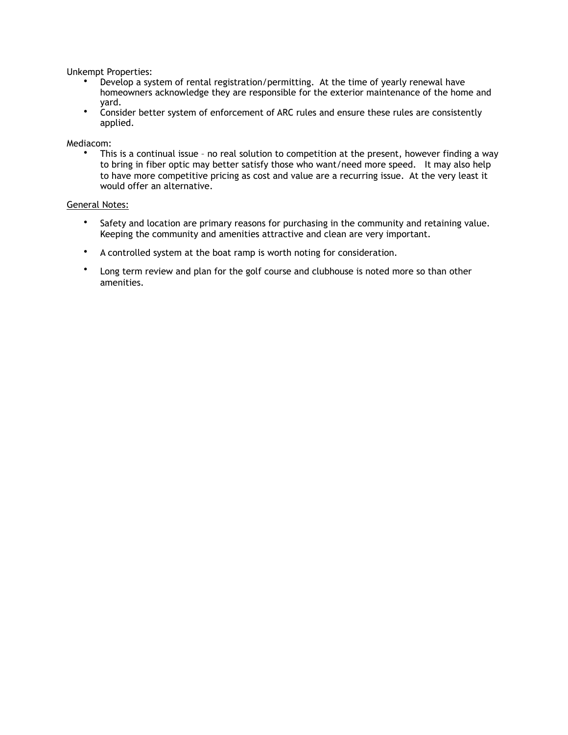Unkempt Properties:

- Develop a system of rental registration/permitting. At the time of yearly renewal have homeowners acknowledge they are responsible for the exterior maintenance of the home and yard.
- Consider better system of enforcement of ARC rules and ensure these rules are consistently applied.

Mediacom:

- This is a continual issue – no real solution to competition at the present, however finding a way to bring in fiber optic may better satisfy those who want/need more speed. It may also help to have more competitive pricing as cost and value are a recurring issue. At the very least it would offer an alternative.

<u>General Notes:</u>

- Safety and location are primary reasons for purchasing in the community and retaining value. Keeping the community and amenities attractive and clean are very important.
- A controlled system at the boat ramp is worth noting for consideration.
- Long term review and plan for the golf course and clubhouse is noted more so than other amenities.